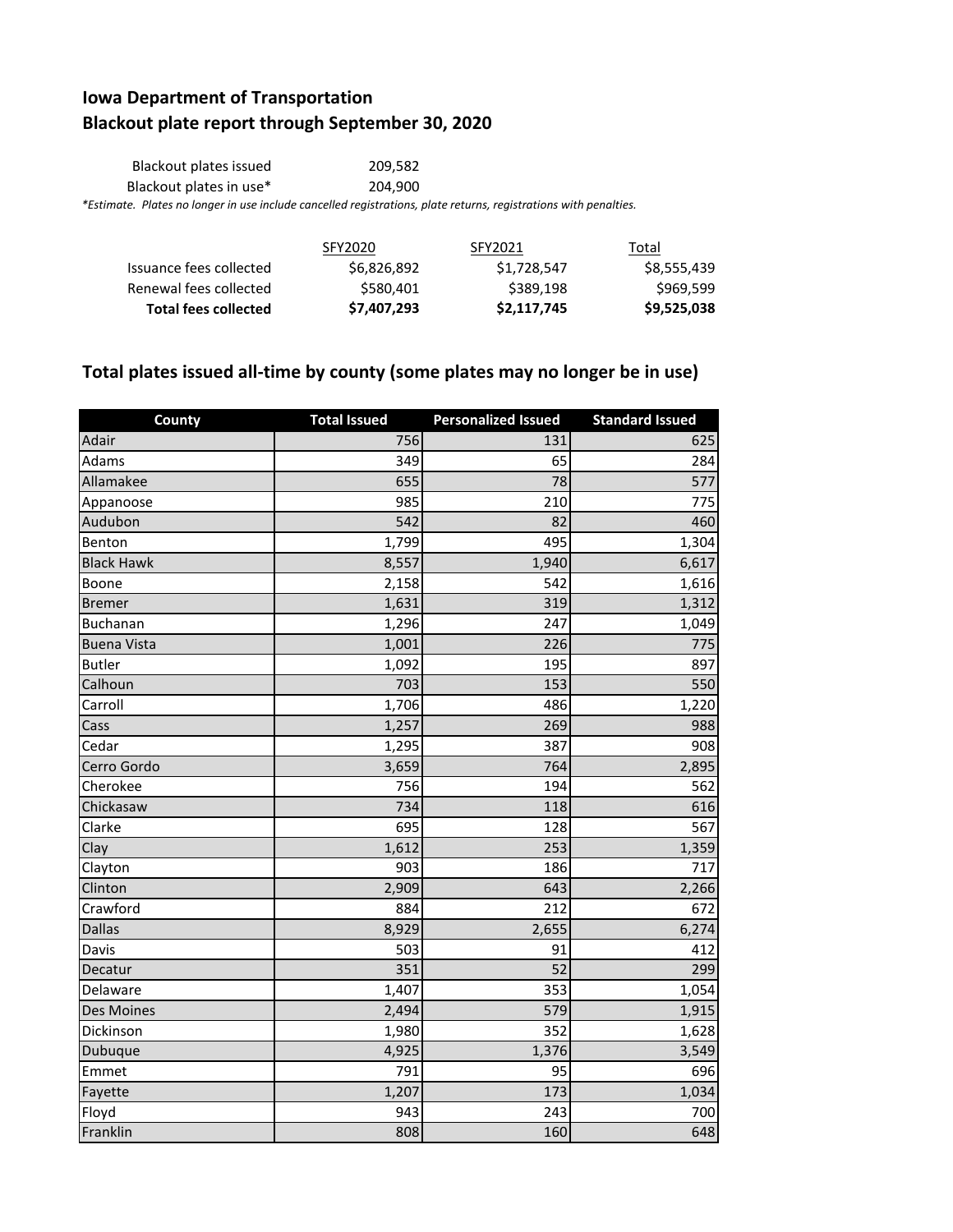# Iowa Department of Transportation
## Blackout plate report through September 30, 2020

| | |
|---|---|
| Blackout plates issued | 209,582 |
| Blackout plates in use* | 204,900 |

*Estimate. Plates no longer in use include cancelled registrations, plate returns, registrations with penalties.*

| | SFY2020 | SFY2021 | Total |
|---|---|---|---|
| Issuance fees collected | $6,826,892 | $1,728,547 | $8,555,439 |
| Renewal fees collected | $580,401 | $389,198 | $969,599 |
| **Total fees collected** | **$7,407,293** | **$2,117,745** | **$9,525,038** |

## Total plates issued all-time by county (some plates may no longer be in use)

| County | Total Issued | Personalized Issued | Standard Issued |
|---|---|---|---|
| Adair | 756 | 131 | 625 |
| Adams | 349 | 65 | 284 |
| Allamakee | 655 | 78 | 577 |
| Appanoose | 985 | 210 | 775 |
| Audubon | 542 | 82 | 460 |
| Benton | 1,799 | 495 | 1,304 |
| Black Hawk | 8,557 | 1,940 | 6,617 |
| Boone | 2,158 | 542 | 1,616 |
| Bremer | 1,631 | 319 | 1,312 |
| Buchanan | 1,296 | 247 | 1,049 |
| Buena Vista | 1,001 | 226 | 775 |
| Butler | 1,092 | 195 | 897 |
| Calhoun | 703 | 153 | 550 |
| Carroll | 1,706 | 486 | 1,220 |
| Cass | 1,257 | 269 | 988 |
| Cedar | 1,295 | 387 | 908 |
| Cerro Gordo | 3,659 | 764 | 2,895 |
| Cherokee | 756 | 194 | 562 |
| Chickasaw | 734 | 118 | 616 |
| Clarke | 695 | 128 | 567 |
| Clay | 1,612 | 253 | 1,359 |
| Clayton | 903 | 186 | 717 |
| Clinton | 2,909 | 643 | 2,266 |
| Crawford | 884 | 212 | 672 |
| Dallas | 8,929 | 2,655 | 6,274 |
| Davis | 503 | 91 | 412 |
| Decatur | 351 | 52 | 299 |
| Delaware | 1,407 | 353 | 1,054 |
| Des Moines | 2,494 | 579 | 1,915 |
| Dickinson | 1,980 | 352 | 1,628 |
| Dubuque | 4,925 | 1,376 | 3,549 |
| Emmet | 791 | 95 | 696 |
| Fayette | 1,207 | 173 | 1,034 |
| Floyd | 943 | 243 | 700 |
| Franklin | 808 | 160 | 648 |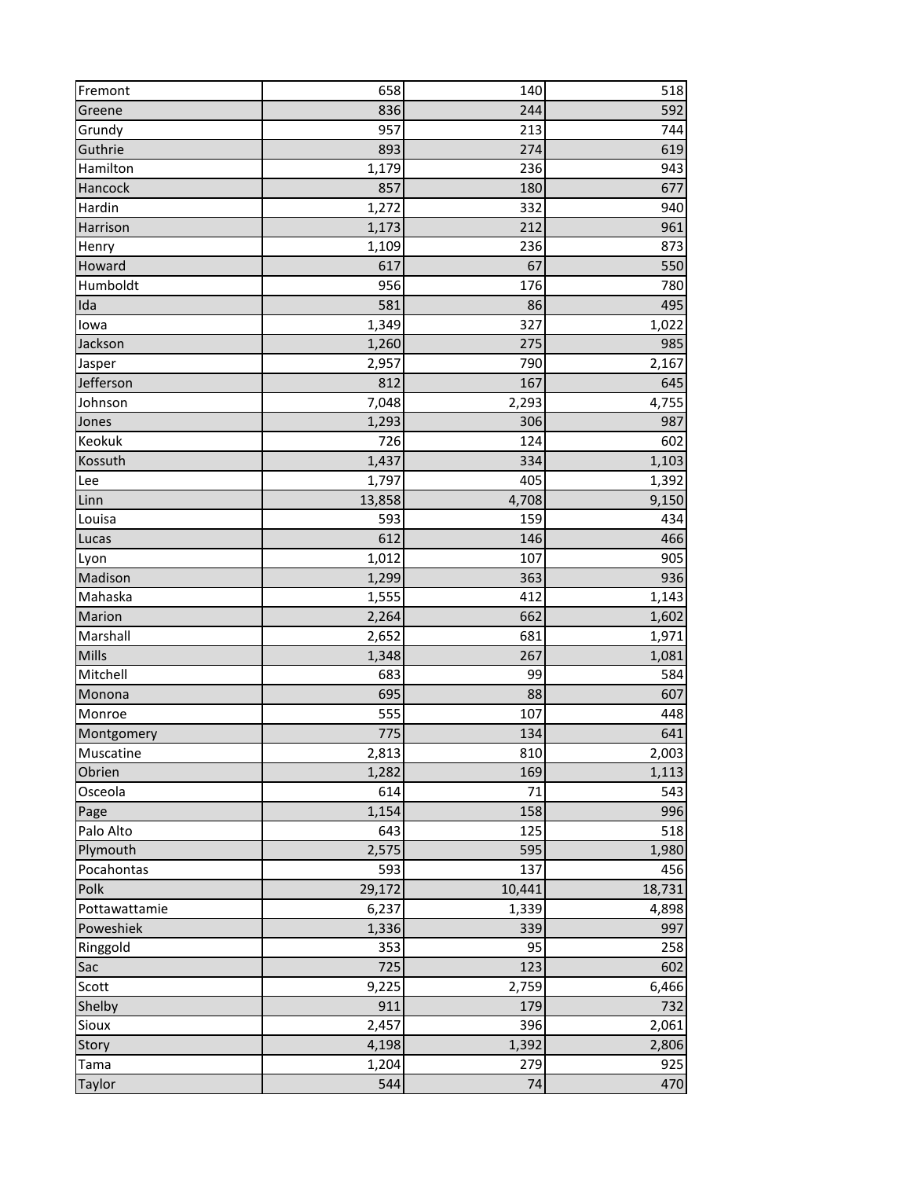| | | | |
|---|---|---|---|
| Fremont | 658 | 140 | 518 |
| Greene | 836 | 244 | 592 |
| Grundy | 957 | 213 | 744 |
| Guthrie | 893 | 274 | 619 |
| Hamilton | 1,179 | 236 | 943 |
| Hancock | 857 | 180 | 677 |
| Hardin | 1,272 | 332 | 940 |
| Harrison | 1,173 | 212 | 961 |
| Henry | 1,109 | 236 | 873 |
| Howard | 617 | 67 | 550 |
| Humboldt | 956 | 176 | 780 |
| Ida | 581 | 86 | 495 |
| Iowa | 1,349 | 327 | 1,022 |
| Jackson | 1,260 | 275 | 985 |
| Jasper | 2,957 | 790 | 2,167 |
| Jefferson | 812 | 167 | 645 |
| Johnson | 7,048 | 2,293 | 4,755 |
| Jones | 1,293 | 306 | 987 |
| Keokuk | 726 | 124 | 602 |
| Kossuth | 1,437 | 334 | 1,103 |
| Lee | 1,797 | 405 | 1,392 |
| Linn | 13,858 | 4,708 | 9,150 |
| Louisa | 593 | 159 | 434 |
| Lucas | 612 | 146 | 466 |
| Lyon | 1,012 | 107 | 905 |
| Madison | 1,299 | 363 | 936 |
| Mahaska | 1,555 | 412 | 1,143 |
| Marion | 2,264 | 662 | 1,602 |
| Marshall | 2,652 | 681 | 1,971 |
| Mills | 1,348 | 267 | 1,081 |
| Mitchell | 683 | 99 | 584 |
| Monona | 695 | 88 | 607 |
| Monroe | 555 | 107 | 448 |
| Montgomery | 775 | 134 | 641 |
| Muscatine | 2,813 | 810 | 2,003 |
| Obrien | 1,282 | 169 | 1,113 |
| Osceola | 614 | 71 | 543 |
| Page | 1,154 | 158 | 996 |
| Palo Alto | 643 | 125 | 518 |
| Plymouth | 2,575 | 595 | 1,980 |
| Pocahontas | 593 | 137 | 456 |
| Polk | 29,172 | 10,441 | 18,731 |
| Pottawattamie | 6,237 | 1,339 | 4,898 |
| Poweshiek | 1,336 | 339 | 997 |
| Ringgold | 353 | 95 | 258 |
| Sac | 725 | 123 | 602 |
| Scott | 9,225 | 2,759 | 6,466 |
| Shelby | 911 | 179 | 732 |
| Sioux | 2,457 | 396 | 2,061 |
| Story | 4,198 | 1,392 | 2,806 |
| Tama | 1,204 | 279 | 925 |
| Taylor | 544 | 74 | 470 |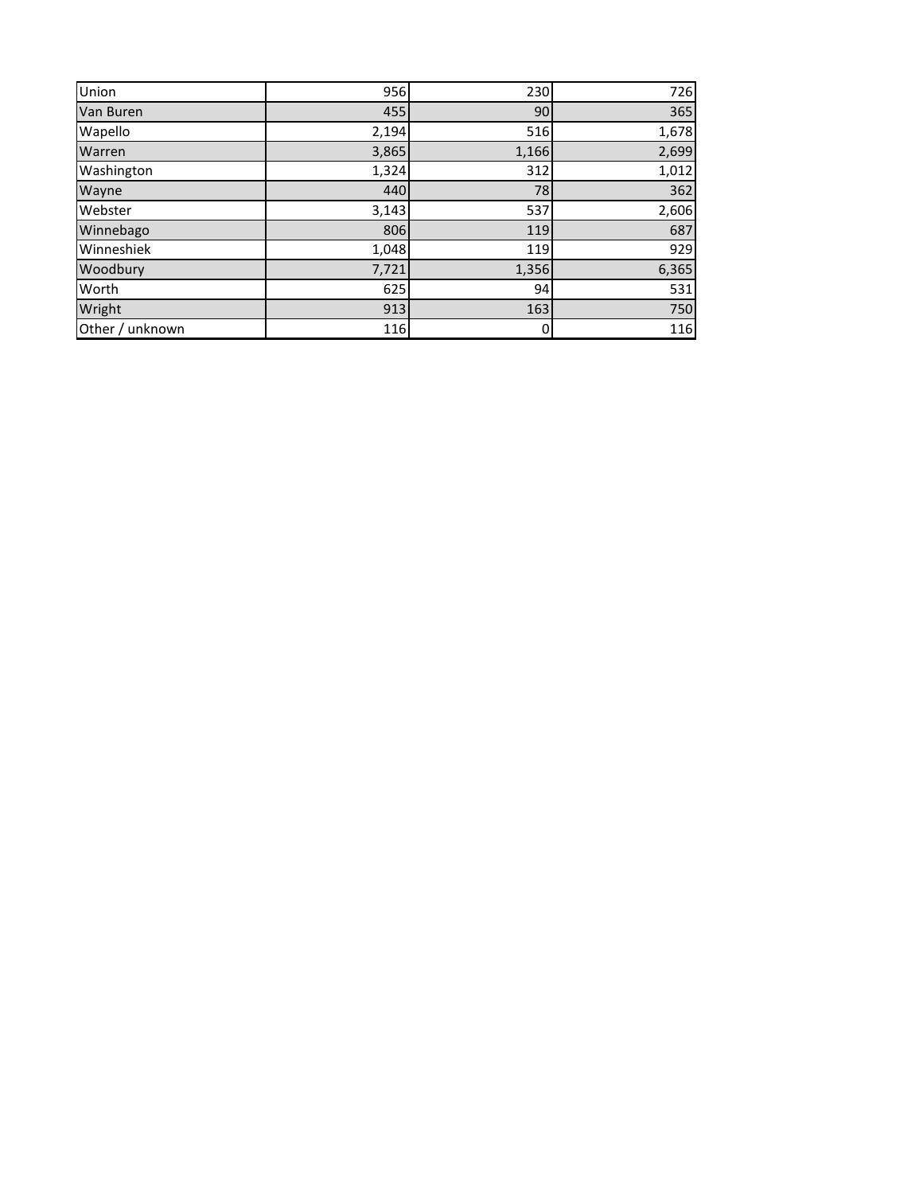| | | | |
|---|---|---|---|
| Union | 956 | 230 | 726 |
| Van Buren | 455 | 90 | 365 |
| Wapello | 2,194 | 516 | 1,678 |
| Warren | 3,865 | 1,166 | 2,699 |
| Washington | 1,324 | 312 | 1,012 |
| Wayne | 440 | 78 | 362 |
| Webster | 3,143 | 537 | 2,606 |
| Winnebago | 806 | 119 | 687 |
| Winneshiek | 1,048 | 119 | 929 |
| Woodbury | 7,721 | 1,356 | 6,365 |
| Worth | 625 | 94 | 531 |
| Wright | 913 | 163 | 750 |
| Other / unknown | 116 | 0 | 116 |